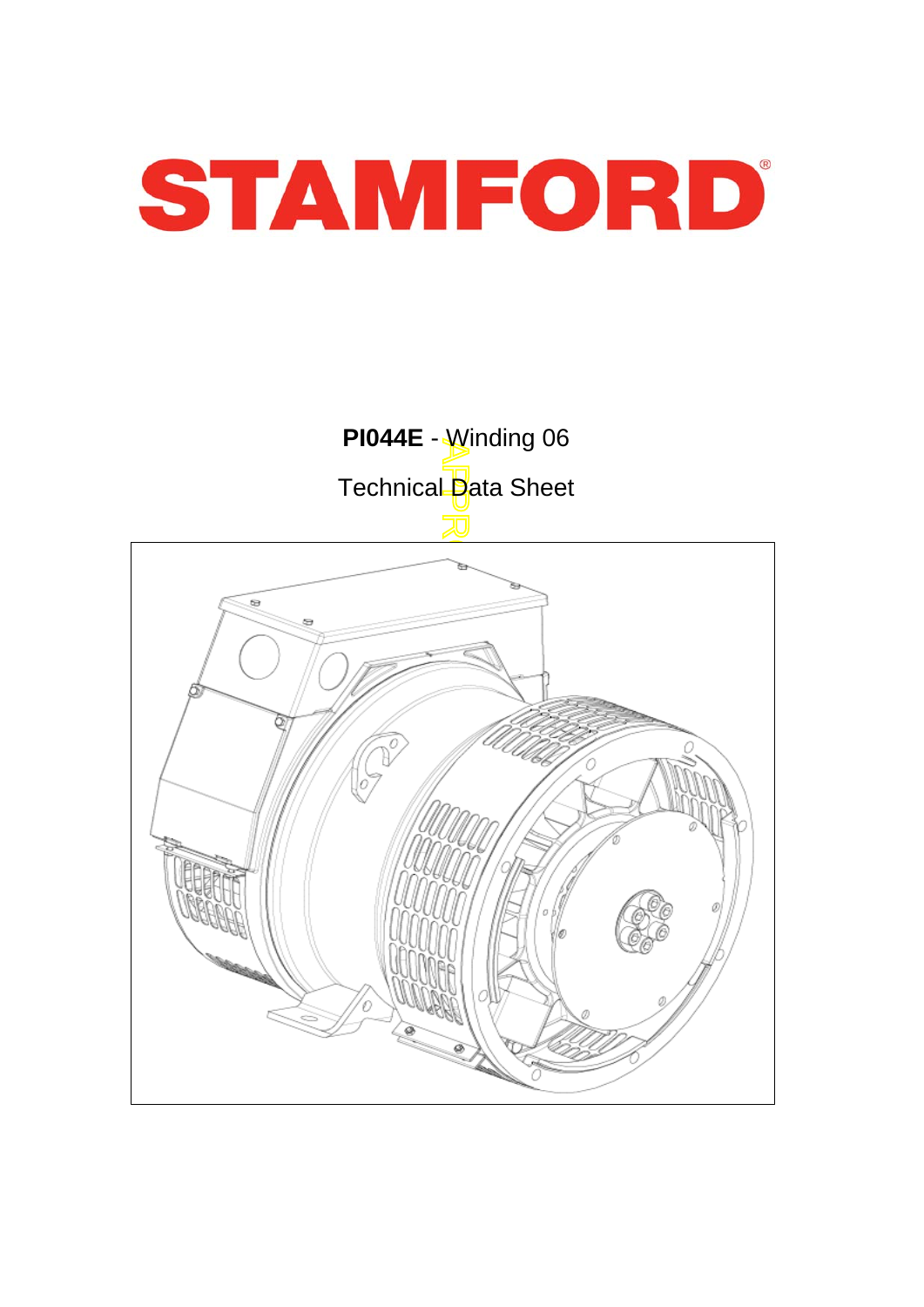# STAMFORD

**PI044E** - Winding 06

Technical Data Sheet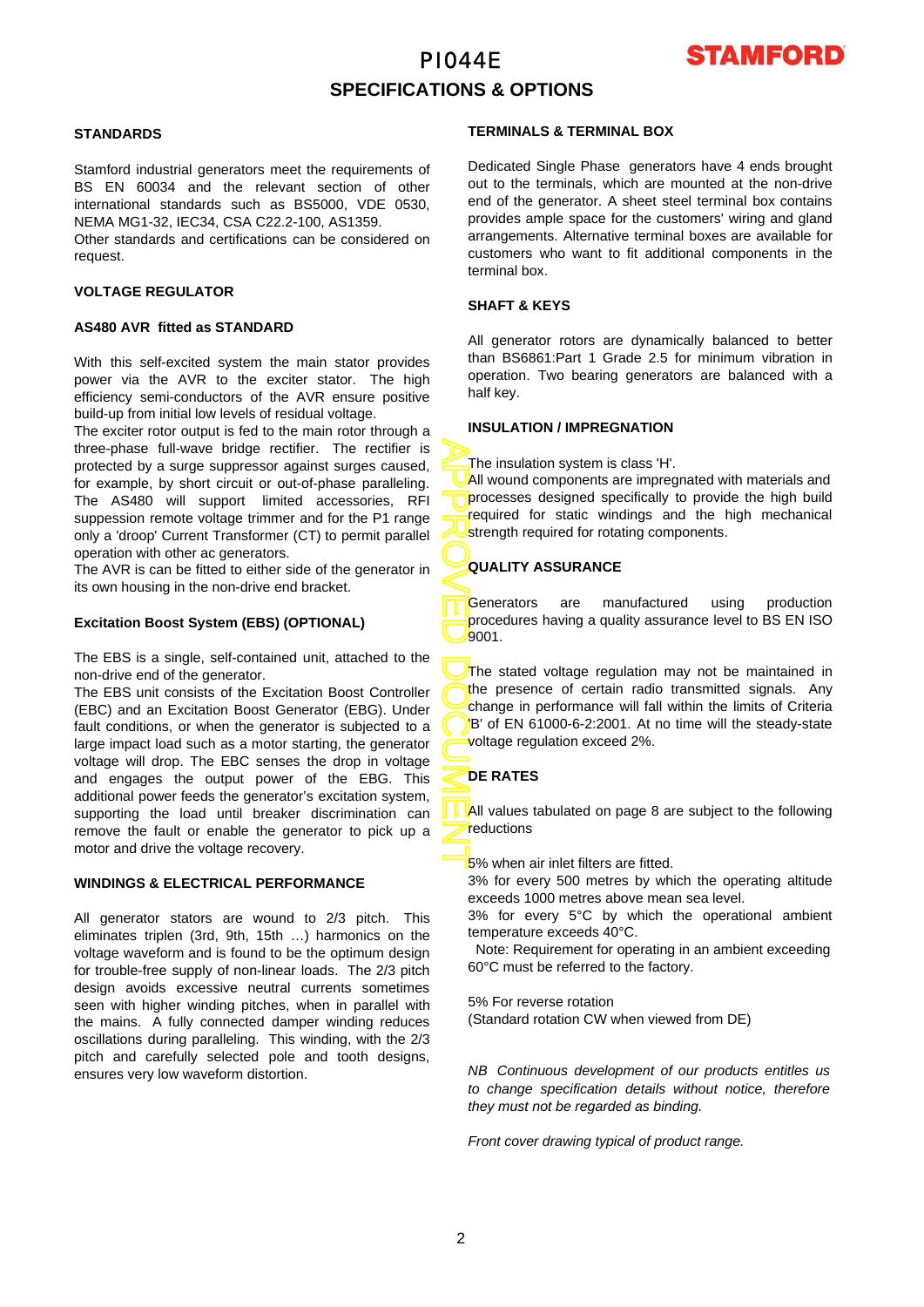# PI044E

## SPECIFICATIONS & OPTIONS

### STANDARDS

Stamford industrial generators meet the requirements of BS EN 60034 and the relevant section of other international standards such as BS5000, VDE 0530, NEMA MG1-32, IEC34, CSA C22.2-100, AS1359.
Other standards and certifications can be considered on request.

### VOLTAGE REGULATOR

**AS480 AVR fitted as STANDARD**

With this self-excited system the main stator provides power via the AVR to the exciter stator. The high efficiency semi-conductors of the AVR ensure positive build-up from initial low levels of residual voltage.
The exciter rotor output is fed to the main rotor through a three-phase full-wave bridge rectifier. The rectifier is protected by a surge suppressor against surges caused, for example, by short circuit or out-of-phase paralleling. The AS480 will support limited accessories, RFI suppession remote voltage trimmer and for the P1 range only a 'droop' Current Transformer (CT) to permit parallel operation with other ac generators.
The AVR is can be fitted to either side of the generator in its own housing in the non-drive end bracket.

**Excitation Boost System (EBS) (OPTIONAL)**

The EBS is a single, self-contained unit, attached to the non-drive end of the generator.
The EBS unit consists of the Excitation Boost Controller (EBC) and an Excitation Boost Generator (EBG). Under fault conditions, or when the generator is subjected to a large impact load such as a motor starting, the generator voltage will drop. The EBC senses the drop in voltage and engages the output power of the EBG. This additional power feeds the generator's excitation system, supporting the load until breaker discrimination can remove the fault or enable the generator to pick up a motor and drive the voltage recovery.

### WINDINGS & ELECTRICAL PERFORMANCE

All generator stators are wound to 2/3 pitch. This eliminates triplen (3rd, 9th, 15th …) harmonics on the voltage waveform and is found to be the optimum design for trouble-free supply of non-linear loads. The 2/3 pitch design avoids excessive neutral currents sometimes seen with higher winding pitches, when in parallel with the mains. A fully connected damper winding reduces oscillations during paralleling. This winding, with the 2/3 pitch and carefully selected pole and tooth designs, ensures very low waveform distortion.

### TERMINALS & TERMINAL BOX

Dedicated Single Phase generators have 4 ends brought out to the terminals, which are mounted at the non-drive end of the generator. A sheet steel terminal box contains provides ample space for the customers' wiring and gland arrangements. Alternative terminal boxes are available for customers who want to fit additional components in the terminal box.

### SHAFT & KEYS

All generator rotors are dynamically balanced to better than BS6861:Part 1 Grade 2.5 for minimum vibration in operation. Two bearing generators are balanced with a half key.

### INSULATION / IMPREGNATION

The insulation system is class 'H'.
All wound components are impregnated with materials and processes designed specifically to provide the high build required for static windings and the high mechanical strength required for rotating components.

### QUALITY ASSURANCE

Generators are manufactured using production procedures having a quality assurance level to BS EN ISO 9001.

The stated voltage regulation may not be maintained in the presence of certain radio transmitted signals. Any change in performance will fall within the limits of Criteria 'B' of EN 61000-6-2:2001. At no time will the steady-state voltage regulation exceed 2%.

### DE RATES

All values tabulated on page 8 are subject to the following reductions

5% when air inlet filters are fitted.
3% for every 500 metres by which the operating altitude exceeds 1000 metres above mean sea level.
3% for every 5°C by which the operational ambient temperature exceeds 40°C.
Note: Requirement for operating in an ambient exceeding 60°C must be referred to the factory.

5% For reverse rotation
(Standard rotation CW when viewed from DE)

*NB Continuous development of our products entitles us to change specification details without notice, therefore they must not be regarded as binding.*

*Front cover drawing typical of product range.*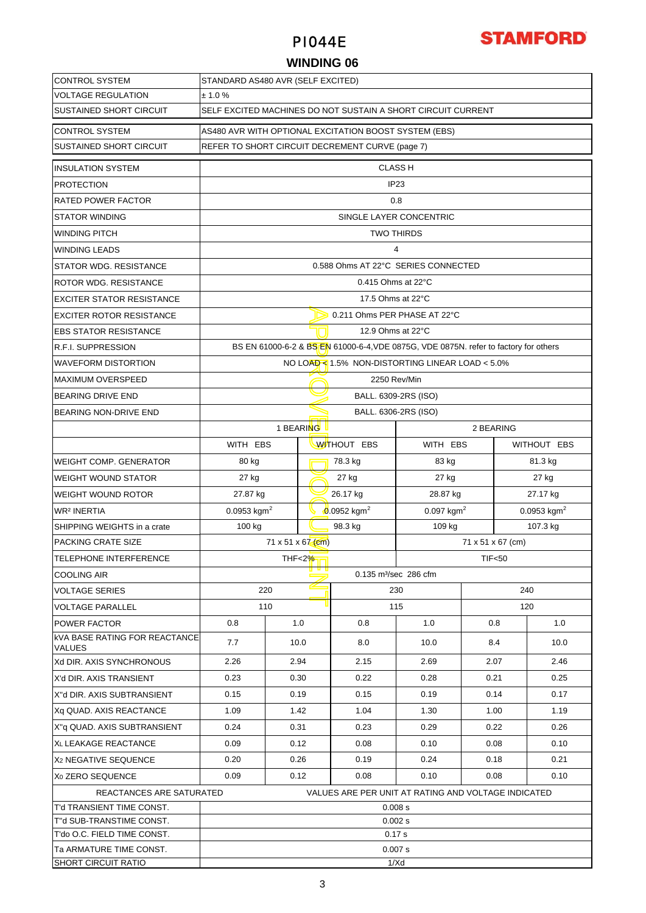# PI044E

## WINDING 06

| CONTROL SYSTEM | STANDARD AS480 AVR (SELF EXCITED) | | | | | |
|---|---|---|---|---|---|---|
| VOLTAGE REGULATION | ± 1.0 % | | | | | |
| SUSTAINED SHORT CIRCUIT | SELF EXCITED MACHINES DO NOT SUSTAIN A SHORT CIRCUIT CURRENT | | | | | |
| CONTROL SYSTEM | AS480 AVR WITH OPTIONAL EXCITATION BOOST SYSTEM (EBS) | | | | | |
| SUSTAINED SHORT CIRCUIT | REFER TO SHORT CIRCUIT DECREMENT CURVE (page 7) | | | | | |
| INSULATION SYSTEM | CLASS H | | | | | |
| PROTECTION | IP23 | | | | | |
| RATED POWER FACTOR | 0.8 | | | | | |
| STATOR WINDING | SINGLE LAYER CONCENTRIC | | | | | |
| WINDING PITCH | TWO THIRDS | | | | | |
| WINDING LEADS | 4 | | | | | |
| STATOR WDG. RESISTANCE | 0.588 Ohms AT 22°C SERIES CONNECTED | | | | | |
| ROTOR WDG. RESISTANCE | 0.415 Ohms at 22°C | | | | | |
| EXCITER STATOR RESISTANCE | 17.5 Ohms at 22°C | | | | | |
| EXCITER ROTOR RESISTANCE | 0.211 Ohms PER PHASE AT 22°C | | | | | |
| EBS STATOR RESISTANCE | 12.9 Ohms at 22°C | | | | | |
| R.F.I. SUPPRESSION | BS EN 61000-6-2 & BS EN 61000-6-4,VDE 0875G, VDE 0875N. refer to factory for others | | | | | |
| WAVEFORM DISTORTION | NO LOAD < 1.5% NON-DISTORTING LINEAR LOAD < 5.0% | | | | | |
| MAXIMUM OVERSPEED | 2250 Rev/Min | | | | | |
| BEARING DRIVE END | BALL. 6309-2RS (ISO) | | | | | |
| BEARING NON-DRIVE END | BALL. 6306-2RS (ISO) | | | | | |
| | 1 BEARING | | | 2 BEARING | | |
| | WITH EBS | | WITHOUT EBS | WITH EBS | | WITHOUT EBS |
| WEIGHT COMP. GENERATOR | 80 kg | | 78.3 kg | 83 kg | | 81.3 kg |
| WEIGHT WOUND STATOR | 27 kg | | 27 kg | 27 kg | | 27 kg |
| WEIGHT WOUND ROTOR | 27.87 kg | | 26.17 kg | 28.87 kg | | 27.17 kg |
| WR² INERTIA | 0.0953 kgm² | | 0.0952 kgm² | 0.097 kgm² | | 0.0953 kgm² |
| SHIPPING WEIGHTS in a crate | 100 kg | | 98.3 kg | 109 kg | | 107.3 kg |
| PACKING CRATE SIZE | 71 x 51 x 67 (cm) | | | 71 x 51 x 67 (cm) | | |
| TELEPHONE INTERFERENCE | THF<2% | | | TIF<50 | | |
| COOLING AIR | 0.135 m³/sec 286 cfm | | | | | |
| VOLTAGE SERIES | 220 | | 230 | | 240 | |
| VOLTAGE PARALLEL | 110 | | 115 | | 120 | |
| POWER FACTOR | 0.8 | 1.0 | 0.8 | 1.0 | 0.8 | 1.0 |
| kVA BASE RATING FOR REACTANCE VALUES | 7.7 | 10.0 | 8.0 | 10.0 | 8.4 | 10.0 |
| Xd DIR. AXIS SYNCHRONOUS | 2.26 | 2.94 | 2.15 | 2.69 | 2.07 | 2.46 |
| X'd DIR. AXIS TRANSIENT | 0.23 | 0.30 | 0.22 | 0.28 | 0.21 | 0.25 |
| X''d DIR. AXIS SUBTRANSIENT | 0.15 | 0.19 | 0.15 | 0.19 | 0.14 | 0.17 |
| Xq QUAD. AXIS REACTANCE | 1.09 | 1.42 | 1.04 | 1.30 | 1.00 | 1.19 |
| X''q QUAD. AXIS SUBTRANSIENT | 0.24 | 0.31 | 0.23 | 0.29 | 0.22 | 0.26 |
| $X_L$ LEAKAGE REACTANCE | 0.09 | 0.12 | 0.08 | 0.10 | 0.08 | 0.10 |
| $X_2$ NEGATIVE SEQUENCE | 0.20 | 0.26 | 0.19 | 0.24 | 0.18 | 0.21 |
| $X_0$ ZERO SEQUENCE | 0.09 | 0.12 | 0.08 | 0.10 | 0.08 | 0.10 |
| REACTANCES ARE SATURATED | VALUES ARE PER UNIT AT RATING AND VOLTAGE INDICATED | | | | | |
| T'd TRANSIENT TIME CONST. | 0.008 s | | | | | |
| T''d SUB-TRANSTIME CONST. | 0.002 s | | | | | |
| T'do O.C. FIELD TIME CONST. | 0.17 s | | | | | |
| Ta ARMATURE TIME CONST. | 0.007 s | | | | | |
| SHORT CIRCUIT RATIO | 1/Xd | | | | | |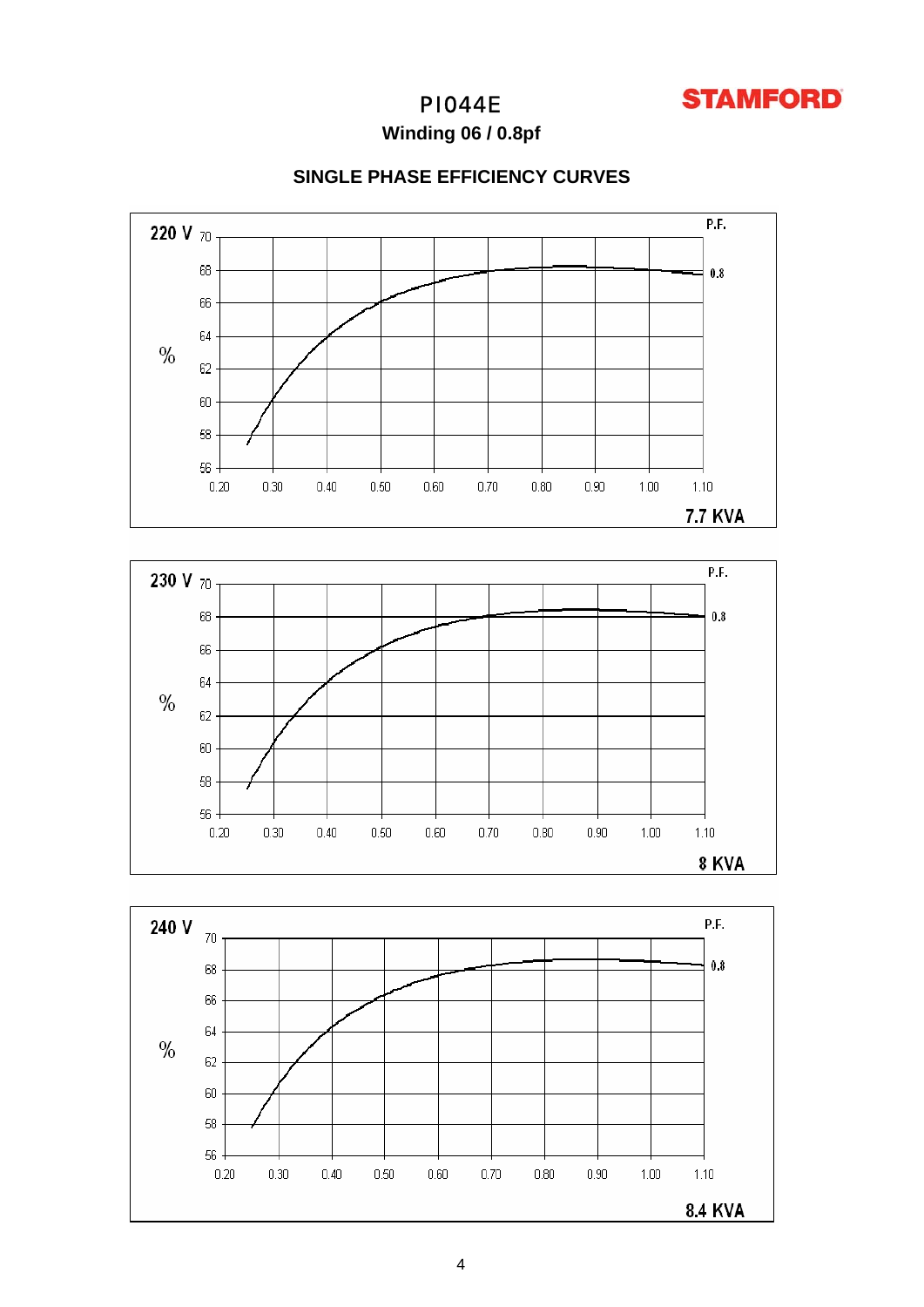# PI044E

**Winding 06 / 0.8pf**

**SINGLE PHASE EFFICIENCY CURVES**

220 V

P.F.

0.8

%

70
68
66
64
62
60
58
56

0.20 0.30 0.40 0.50 0.60 0.70 0.80 0.90 1.00 1.10

**7.7 KVA**

230 V

P.F.

0.8

%

70
68
66
64
62
60
58
56

0.20 0.30 0.40 0.50 0.60 0.70 0.80 0.90 1.00 1.10

**8 KVA**

240 V

P.F.

0.8

%

70
68
66
64
62
60
58
56

0.20 0.30 0.40 0.50 0.60 0.70 0.80 0.90 1.00 1.10

**8.4 KVA**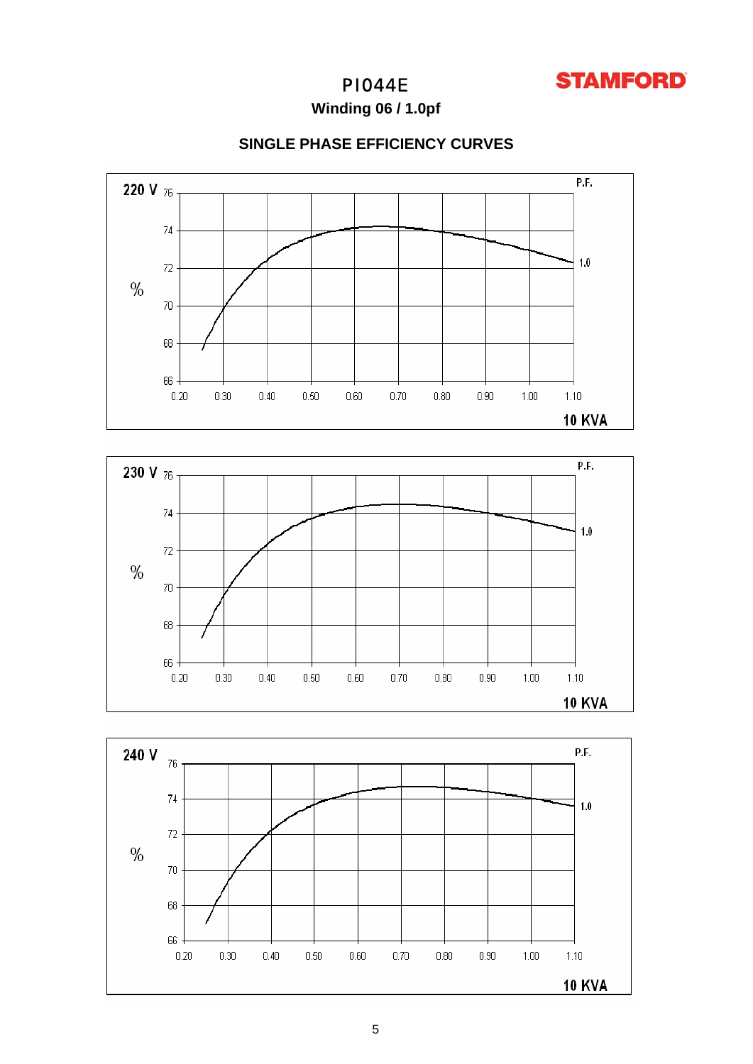# PI044E

**Winding 06 / 1.0pf**

## SINGLE PHASE EFFICIENCY CURVES

**220 V**

| | |
|---|---|
| Y-axis (%) | 66, 68, 70, 72, 74, 76 |
| X-axis | 0.20, 0.30, 0.40, 0.50, 0.60, 0.70, 0.80, 0.90, 1.00, 1.10 |
| P.F. | 1.0 |

**10 KVA**

**230 V**

| | |
|---|---|
| Y-axis (%) | 66, 68, 70, 72, 74, 76 |
| X-axis | 0.20, 0.30, 0.40, 0.50, 0.60, 0.70, 0.80, 0.90, 1.00, 1.10 |
| P.F. | 1.0 |

**10 KVA**

**240 V**

| | |
|---|---|
| Y-axis (%) | 66, 68, 70, 72, 74, 76 |
| X-axis | 0.20, 0.30, 0.40, 0.50, 0.60, 0.70, 0.80, 0.90, 1.00, 1.10 |
| P.F. | 1.0 |

**10 KVA**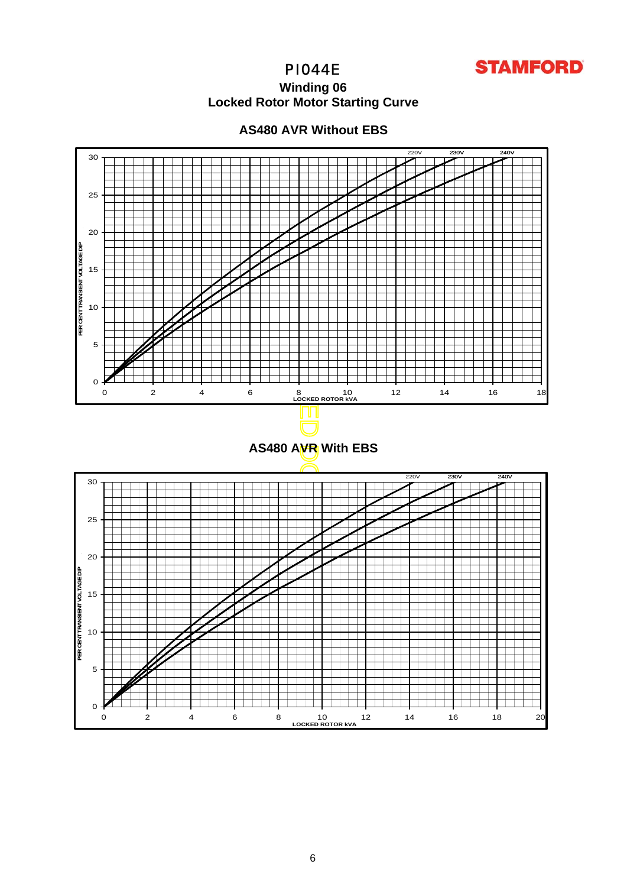# PI044E

## Winding 06

## Locked Rotor Motor Starting Curve

### AS480 AVR Without EBS

220V 230V 240V

PER CENT TRANSIENT VOLTAGE DIP

0 5 10 15 20 25 30

0 2 4 6 8 10 12 14 16 18

LOCKED ROTOR kVA

### AS480 AVR With EBS

220V 230V 240V

PER CENT TRANSIENT VOLTAGE DIP

0 5 10 15 20 25 30

0 2 4 6 8 10 12 14 16 18 20

LOCKED ROTOR kVA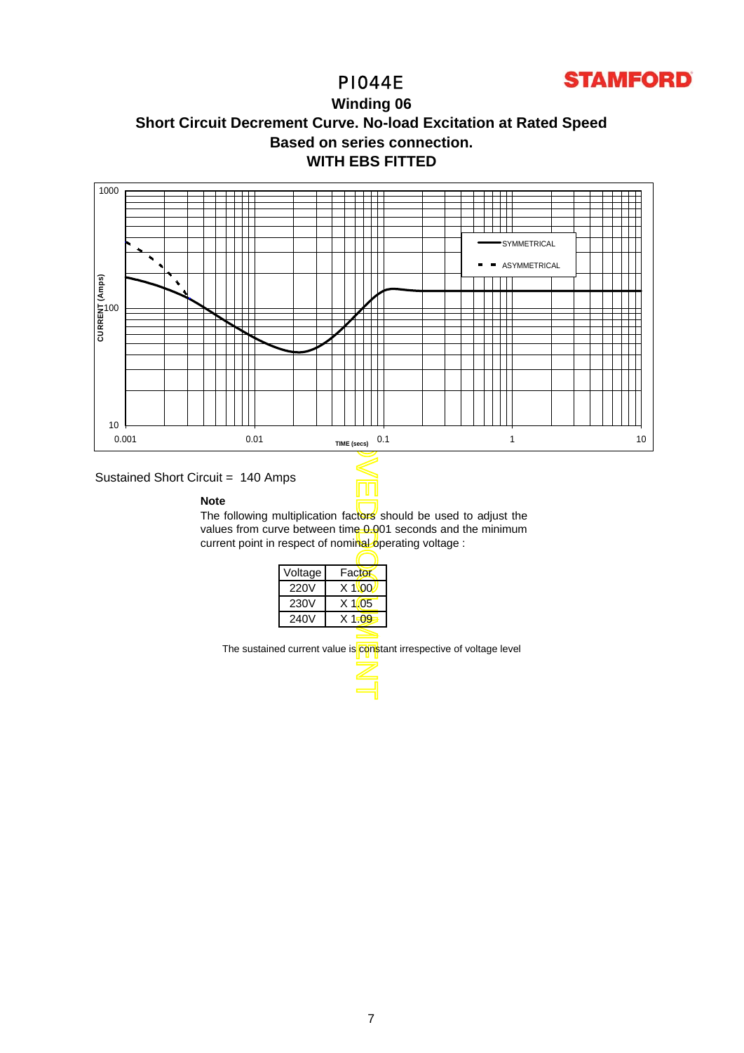# PI044E

**STAMFORD**

## Winding 06

## Short Circuit Decrement Curve. No-load Excitation at Rated Speed

## Based on series connection.

## WITH EBS FITTED

Sustained Short Circuit = 140 Amps

**Note**

The following multiplication factors should be used to adjust the values from curve between time 0.001 seconds and the minimum current point in respect of nominal operating voltage :

| Voltage | Factor |
|---|---|
| 220V | X 1.00 |
| 230V | X 1.05 |
| 240V | X 1.09 |

The sustained current value is constant irrespective of voltage level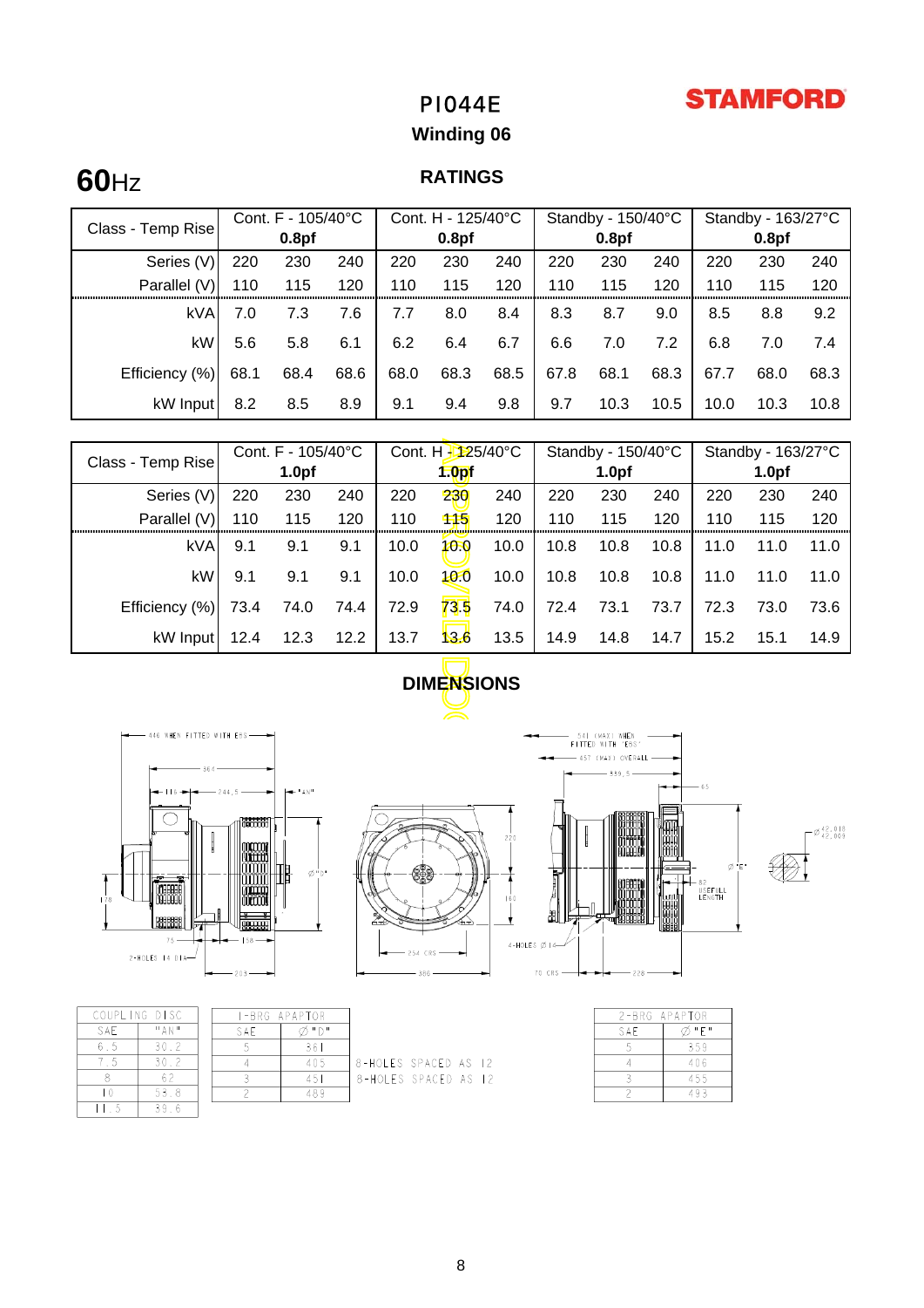# PI044E

**STAMFORD**

## Winding 06

**60**Hz

## RATINGS

| Class - Temp Rise | Cont. F - 105/40°C 0.8pf | | | Cont. H - 125/40°C 0.8pf | | | Standby - 150/40°C 0.8pf | | | Standby - 163/27°C 0.8pf | | |
|---|---|---|---|---|---|---|---|---|---|---|---|---|
| Series (V) | 220 | 230 | 240 | 220 | 230 | 240 | 220 | 230 | 240 | 220 | 230 | 240 |
| Parallel (V) | 110 | 115 | 120 | 110 | 115 | 120 | 110 | 115 | 120 | 110 | 115 | 120 |
| kVA | 7.0 | 7.3 | 7.6 | 7.7 | 8.0 | 8.4 | 8.3 | 8.7 | 9.0 | 8.5 | 8.8 | 9.2 |
| kW | 5.6 | 5.8 | 6.1 | 6.2 | 6.4 | 6.7 | 6.6 | 7.0 | 7.2 | 6.8 | 7.0 | 7.4 |
| Efficiency (%) | 68.1 | 68.4 | 68.6 | 68.0 | 68.3 | 68.5 | 67.8 | 68.1 | 68.3 | 67.7 | 68.0 | 68.3 |
| kW Input | 8.2 | 8.5 | 8.9 | 9.1 | 9.4 | 9.8 | 9.7 | 10.3 | 10.5 | 10.0 | 10.3 | 10.8 |

| Class - Temp Rise | Cont. F - 105/40°C 1.0pf | | | Cont. H - 125/40°C 1.0pf | | | Standby - 150/40°C 1.0pf | | | Standby - 163/27°C 1.0pf | | |
|---|---|---|---|---|---|---|---|---|---|---|---|---|
| Series (V) | 220 | 230 | 240 | 220 | 230 | 240 | 220 | 230 | 240 | 220 | 230 | 240 |
| Parallel (V) | 110 | 115 | 120 | 110 | 115 | 120 | 110 | 115 | 120 | 110 | 115 | 120 |
| kVA | 9.1 | 9.1 | 9.1 | 10.0 | 10.0 | 10.0 | 10.8 | 10.8 | 10.8 | 11.0 | 11.0 | 11.0 |
| kW | 9.1 | 9.1 | 9.1 | 10.0 | 10.0 | 10.0 | 10.8 | 10.8 | 10.8 | 11.0 | 11.0 | 11.0 |
| Efficiency (%) | 73.4 | 74.0 | 74.4 | 72.9 | 73.5 | 74.0 | 72.4 | 73.1 | 73.7 | 72.3 | 73.0 | 73.6 |
| kW Input | 12.4 | 12.3 | 12.2 | 13.7 | 13.6 | 13.5 | 14.9 | 14.8 | 14.7 | 15.2 | 15.1 | 14.9 |

## DIMENSIONS

| COUPLING DISC | |
|---|---|
| SAE | "AN" |
| 6.5 | 30.2 |
| 7.5 | 30.2 |
| 8 | 62 |
| 10 | 53.8 |
| 11.5 | 39.6 |

| 1-BRG ADAPTOR | | |
|---|---|---|
| SAE | Ø "D" | |
| 5 | 361 | |
| 4 | 405 | 8-HOLES SPACED AS 12 |
| 3 | 451 | 8-HOLES SPACED AS 12 |
| 2 | 489 | |

| 2-BRG ADAPTOR | |
|---|---|
| SAE | Ø "E" |
| 5 | 359 |
| 4 | 406 |
| 3 | 455 |
| 2 | 493 |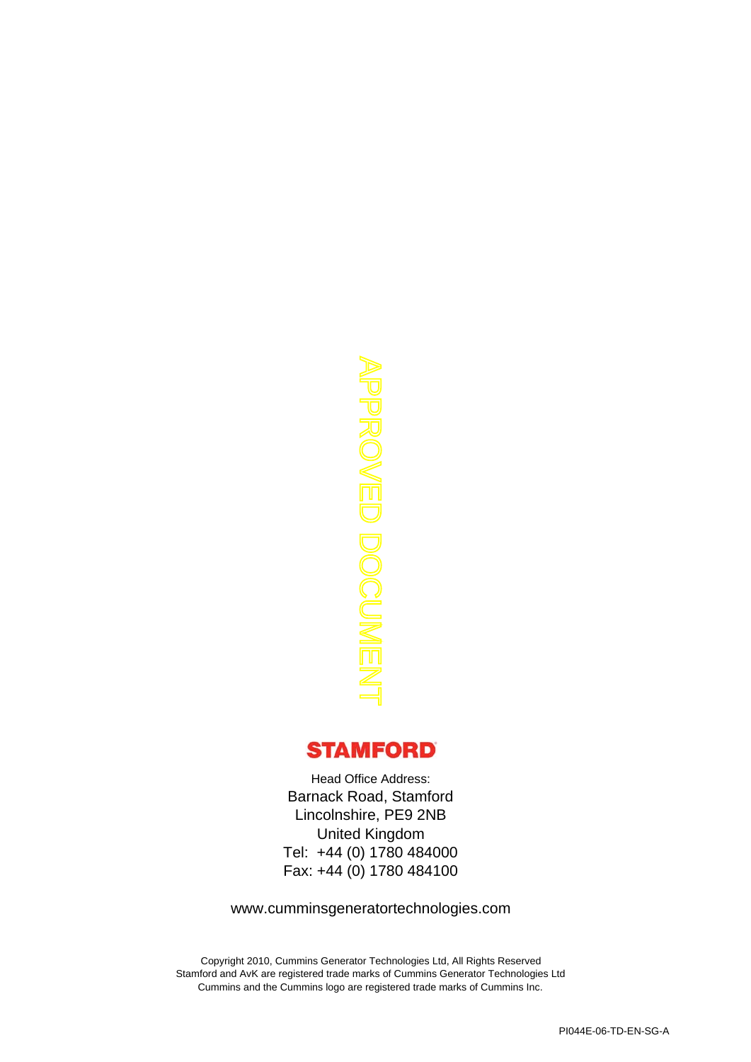APPROVED DOCUMENT

**STAMFORD**

Head Office Address:
Barnack Road, Stamford
Lincolnshire, PE9 2NB
United Kingdom
Tel: +44 (0) 1780 484000
Fax: +44 (0) 1780 484100

www.cumminsgeneratortechnologies.com

Copyright 2010, Cummins Generator Technologies Ltd, All Rights Reserved
Stamford and AvK are registered trade marks of Cummins Generator Technologies Ltd
Cummins and the Cummins logo are registered trade marks of Cummins Inc.

PI044E-06-TD-EN-SG-A